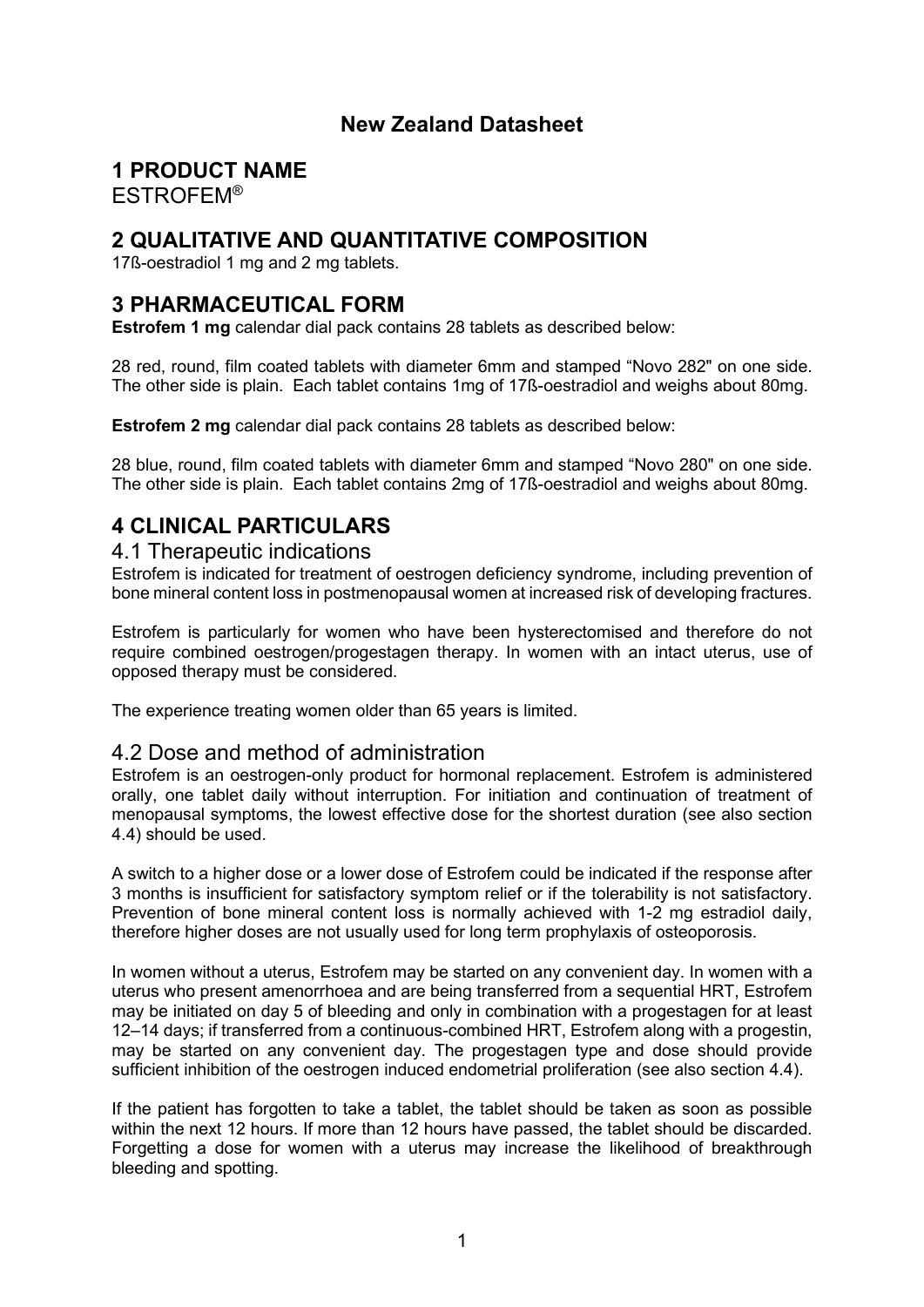# New Zealand Datasheet

## 1 PRODUCT NAME

ESTROFEM®

## 2 QUALITATIVE AND QUANTITATIVE COMPOSITION

17ß-oestradiol 1 mg and 2 mg tablets.

## 3 PHARMACEUTICAL FORM

**Estrofem 1 mg** calendar dial pack contains 28 tablets as described below:

28 red, round, film coated tablets with diameter 6mm and stamped "Novo 282" on one side. The other side is plain. Each tablet contains 1mg of 17ß-oestradiol and weighs about 80mg.

**Estrofem 2 mg** calendar dial pack contains 28 tablets as described below:

28 blue, round, film coated tablets with diameter 6mm and stamped "Novo 280" on one side. The other side is plain. Each tablet contains 2mg of 17ß-oestradiol and weighs about 80mg.

## 4 CLINICAL PARTICULARS

### 4.1 Therapeutic indications

Estrofem is indicated for treatment of oestrogen deficiency syndrome, including prevention of bone mineral content loss in postmenopausal women at increased risk of developing fractures.

Estrofem is particularly for women who have been hysterectomised and therefore do not require combined oestrogen/progestagen therapy. In women with an intact uterus, use of opposed therapy must be considered.

The experience treating women older than 65 years is limited.

### 4.2 Dose and method of administration

Estrofem is an oestrogen-only product for hormonal replacement. Estrofem is administered orally, one tablet daily without interruption. For initiation and continuation of treatment of menopausal symptoms, the lowest effective dose for the shortest duration (see also section 4.4) should be used.

A switch to a higher dose or a lower dose of Estrofem could be indicated if the response after 3 months is insufficient for satisfactory symptom relief or if the tolerability is not satisfactory. Prevention of bone mineral content loss is normally achieved with 1-2 mg estradiol daily, therefore higher doses are not usually used for long term prophylaxis of osteoporosis.

In women without a uterus, Estrofem may be started on any convenient day. In women with a uterus who present amenorrhoea and are being transferred from a sequential HRT, Estrofem may be initiated on day 5 of bleeding and only in combination with a progestagen for at least 12–14 days; if transferred from a continuous-combined HRT, Estrofem along with a progestin, may be started on any convenient day. The progestagen type and dose should provide sufficient inhibition of the oestrogen induced endometrial proliferation (see also section 4.4).

If the patient has forgotten to take a tablet, the tablet should be taken as soon as possible within the next 12 hours. If more than 12 hours have passed, the tablet should be discarded. Forgetting a dose for women with a uterus may increase the likelihood of breakthrough bleeding and spotting.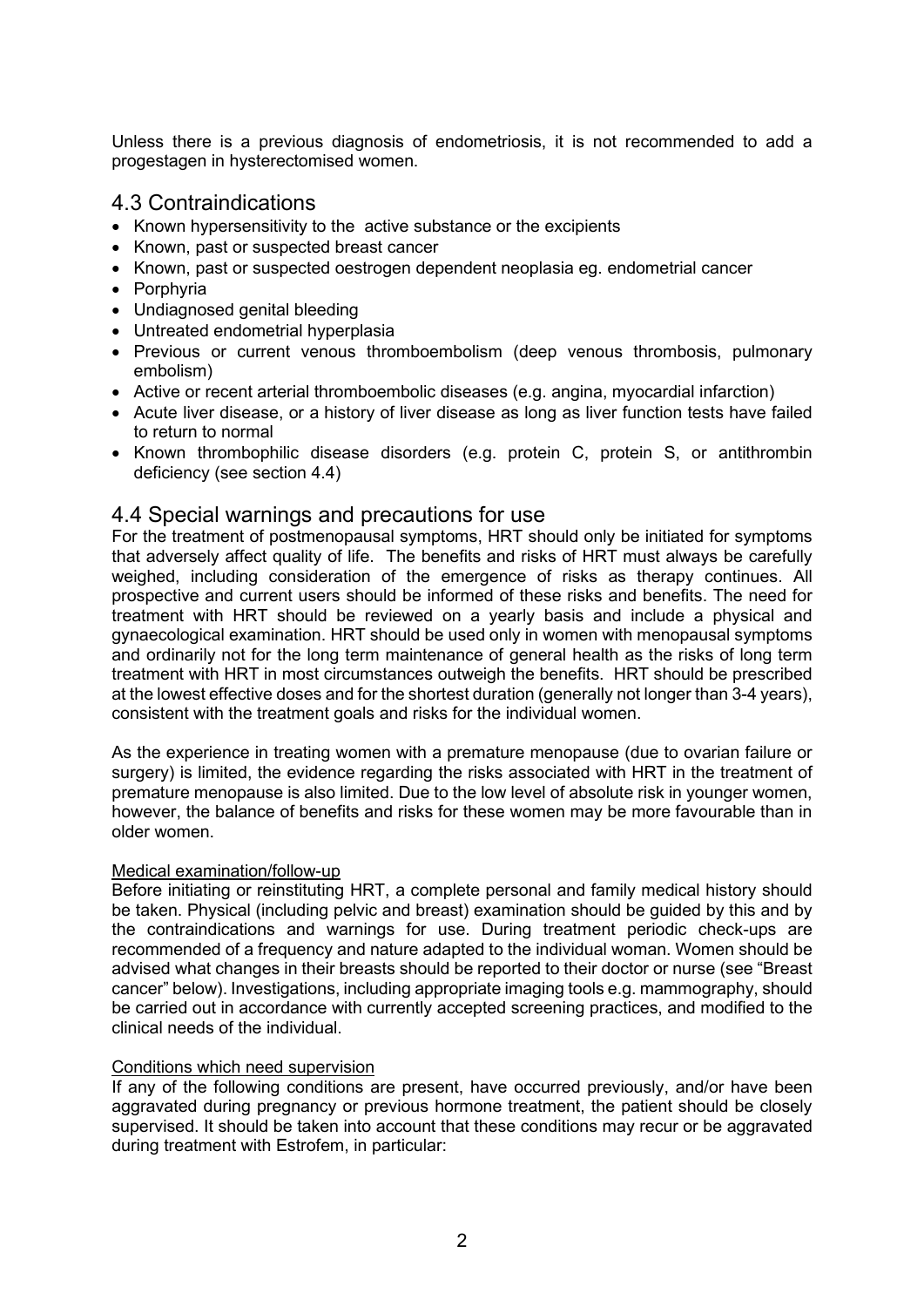Unless there is a previous diagnosis of endometriosis, it is not recommended to add a progestagen in hysterectomised women.

## 4.3 Contraindications

- Known hypersensitivity to the active substance or the excipients
- Known, past or suspected breast cancer
- Known, past or suspected oestrogen dependent neoplasia eg. endometrial cancer
- Porphyria
- Undiagnosed genital bleeding
- Untreated endometrial hyperplasia
- Previous or current venous thromboembolism (deep venous thrombosis, pulmonary embolism)
- Active or recent arterial thromboembolic diseases (e.g. angina, myocardial infarction)
- Acute liver disease, or a history of liver disease as long as liver function tests have failed to return to normal
- Known thrombophilic disease disorders (e.g. protein C, protein S, or antithrombin deficiency (see section 4.4)

## 4.4 Special warnings and precautions for use

For the treatment of postmenopausal symptoms, HRT should only be initiated for symptoms that adversely affect quality of life. The benefits and risks of HRT must always be carefully weighed, including consideration of the emergence of risks as therapy continues. All prospective and current users should be informed of these risks and benefits. The need for treatment with HRT should be reviewed on a yearly basis and include a physical and gynaecological examination. HRT should be used only in women with menopausal symptoms and ordinarily not for the long term maintenance of general health as the risks of long term treatment with HRT in most circumstances outweigh the benefits. HRT should be prescribed at the lowest effective doses and for the shortest duration (generally not longer than 3-4 years), consistent with the treatment goals and risks for the individual women.

As the experience in treating women with a premature menopause (due to ovarian failure or surgery) is limited, the evidence regarding the risks associated with HRT in the treatment of premature menopause is also limited. Due to the low level of absolute risk in younger women, however, the balance of benefits and risks for these women may be more favourable than in older women.

Medical examination/follow-up

Before initiating or reinstituting HRT, a complete personal and family medical history should be taken. Physical (including pelvic and breast) examination should be guided by this and by the contraindications and warnings for use. During treatment periodic check-ups are recommended of a frequency and nature adapted to the individual woman. Women should be advised what changes in their breasts should be reported to their doctor or nurse (see "Breast cancer" below). Investigations, including appropriate imaging tools e.g. mammography, should be carried out in accordance with currently accepted screening practices, and modified to the clinical needs of the individual.

Conditions which need supervision

If any of the following conditions are present, have occurred previously, and/or have been aggravated during pregnancy or previous hormone treatment, the patient should be closely supervised. It should be taken into account that these conditions may recur or be aggravated during treatment with Estrofem, in particular: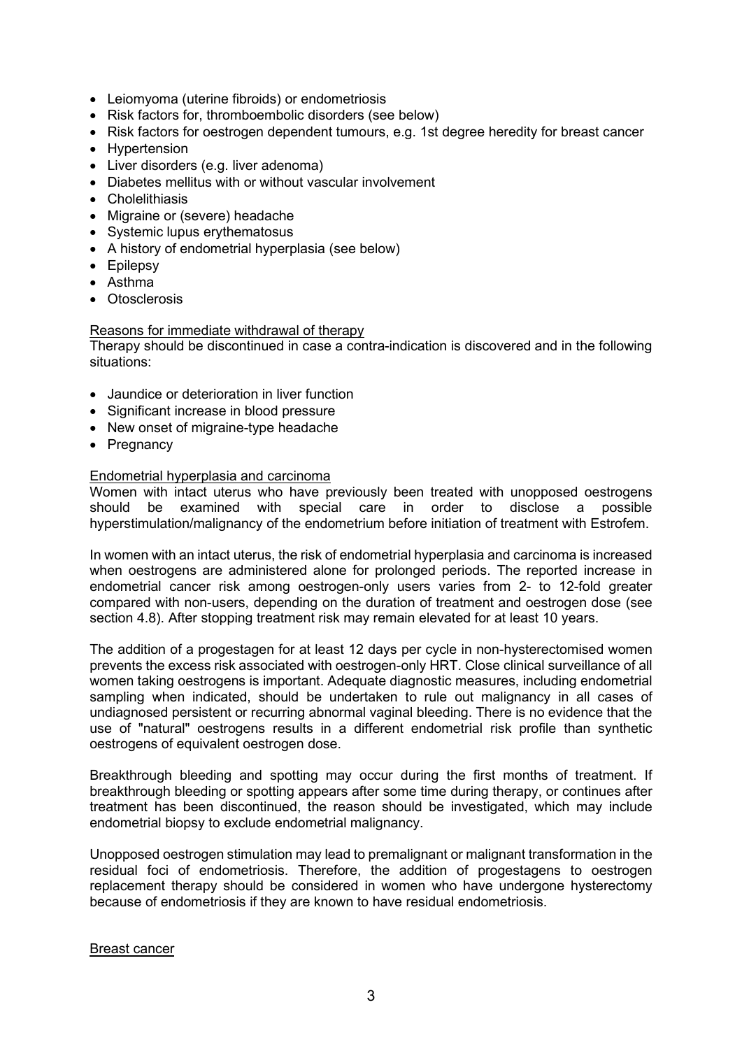- Leiomyoma (uterine fibroids) or endometriosis
- Risk factors for, thromboembolic disorders (see below)
- Risk factors for oestrogen dependent tumours, e.g. 1st degree heredity for breast cancer
- Hypertension
- Liver disorders (e.g. liver adenoma)
- Diabetes mellitus with or without vascular involvement
- Cholelithiasis
- Migraine or (severe) headache
- Systemic lupus erythematosus
- A history of endometrial hyperplasia (see below)
- Epilepsy
- Asthma
- Otosclerosis

<u>Reasons for immediate withdrawal of therapy</u>
Therapy should be discontinued in case a contra-indication is discovered and in the following situations:

- Jaundice or deterioration in liver function
- Significant increase in blood pressure
- New onset of migraine-type headache
- Pregnancy

<u>Endometrial hyperplasia and carcinoma</u>
Women with intact uterus who have previously been treated with unopposed oestrogens should be examined with special care in order to disclose a possible hyperstimulation/malignancy of the endometrium before initiation of treatment with Estrofem.

In women with an intact uterus, the risk of endometrial hyperplasia and carcinoma is increased when oestrogens are administered alone for prolonged periods. The reported increase in endometrial cancer risk among oestrogen-only users varies from 2- to 12-fold greater compared with non-users, depending on the duration of treatment and oestrogen dose (see section 4.8). After stopping treatment risk may remain elevated for at least 10 years.

The addition of a progestagen for at least 12 days per cycle in non-hysterectomised women prevents the excess risk associated with oestrogen-only HRT. Close clinical surveillance of all women taking oestrogens is important. Adequate diagnostic measures, including endometrial sampling when indicated, should be undertaken to rule out malignancy in all cases of undiagnosed persistent or recurring abnormal vaginal bleeding. There is no evidence that the use of "natural" oestrogens results in a different endometrial risk profile than synthetic oestrogens of equivalent oestrogen dose.

Breakthrough bleeding and spotting may occur during the first months of treatment. If breakthrough bleeding or spotting appears after some time during therapy, or continues after treatment has been discontinued, the reason should be investigated, which may include endometrial biopsy to exclude endometrial malignancy.

Unopposed oestrogen stimulation may lead to premalignant or malignant transformation in the residual foci of endometriosis. Therefore, the addition of progestagens to oestrogen replacement therapy should be considered in women who have undergone hysterectomy because of endometriosis if they are known to have residual endometriosis.

<u>Breast cancer</u>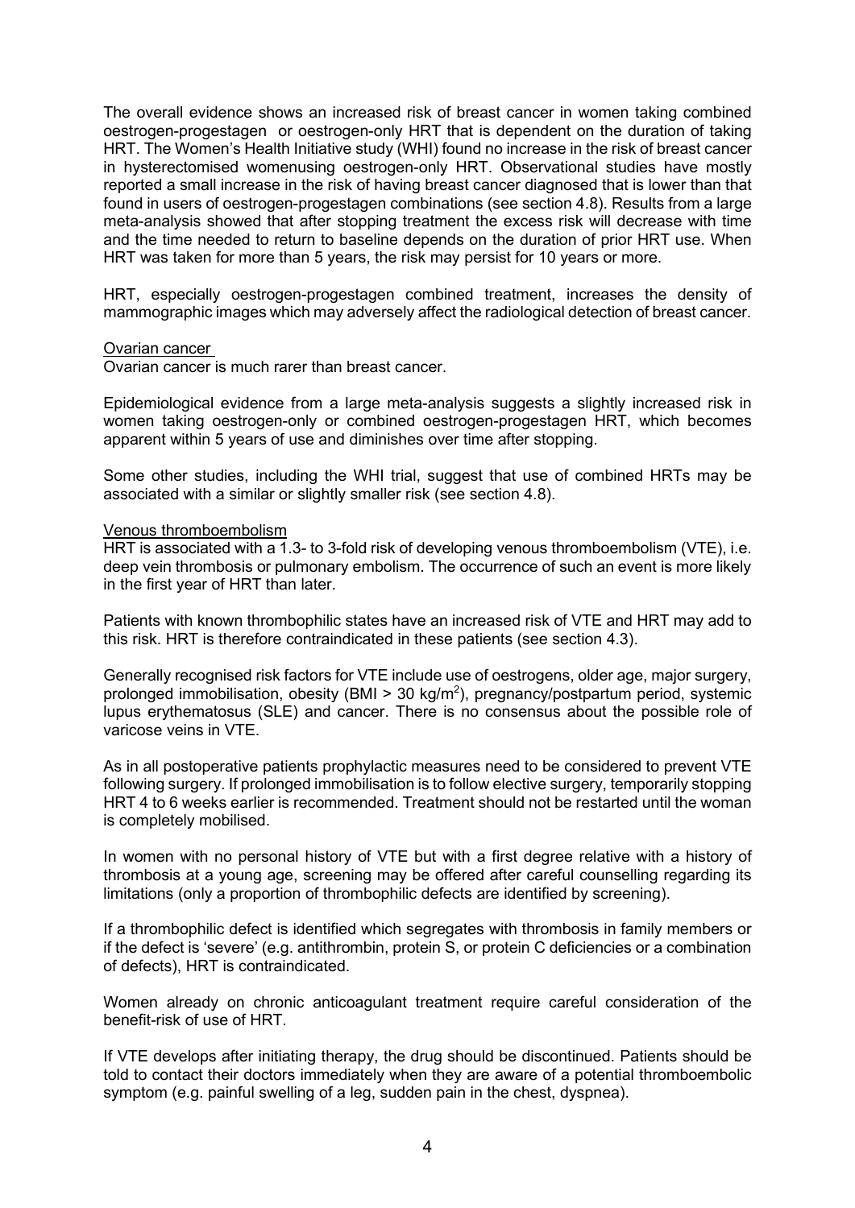The overall evidence shows an increased risk of breast cancer in women taking combined oestrogen-progestagen or oestrogen-only HRT that is dependent on the duration of taking HRT. The Women's Health Initiative study (WHI) found no increase in the risk of breast cancer in hysterectomised womenusing oestrogen-only HRT. Observational studies have mostly reported a small increase in the risk of having breast cancer diagnosed that is lower than that found in users of oestrogen-progestagen combinations (see section 4.8). Results from a large meta-analysis showed that after stopping treatment the excess risk will decrease with time and the time needed to return to baseline depends on the duration of prior HRT use. When HRT was taken for more than 5 years, the risk may persist for 10 years or more.

HRT, especially oestrogen-progestagen combined treatment, increases the density of mammographic images which may adversely affect the radiological detection of breast cancer.

Ovarian cancer

Ovarian cancer is much rarer than breast cancer.

Epidemiological evidence from a large meta-analysis suggests a slightly increased risk in women taking oestrogen-only or combined oestrogen-progestagen HRT, which becomes apparent within 5 years of use and diminishes over time after stopping.

Some other studies, including the WHI trial, suggest that use of combined HRTs may be associated with a similar or slightly smaller risk (see section 4.8).

Venous thromboembolism

HRT is associated with a 1.3- to 3-fold risk of developing venous thromboembolism (VTE), i.e. deep vein thrombosis or pulmonary embolism. The occurrence of such an event is more likely in the first year of HRT than later.

Patients with known thrombophilic states have an increased risk of VTE and HRT may add to this risk. HRT is therefore contraindicated in these patients (see section 4.3).

Generally recognised risk factors for VTE include use of oestrogens, older age, major surgery, prolonged immobilisation, obesity (BMI > 30 kg/m$^2$), pregnancy/postpartum period, systemic lupus erythematosus (SLE) and cancer. There is no consensus about the possible role of varicose veins in VTE.

As in all postoperative patients prophylactic measures need to be considered to prevent VTE following surgery. If prolonged immobilisation is to follow elective surgery, temporarily stopping HRT 4 to 6 weeks earlier is recommended. Treatment should not be restarted until the woman is completely mobilised.

In women with no personal history of VTE but with a first degree relative with a history of thrombosis at a young age, screening may be offered after careful counselling regarding its limitations (only a proportion of thrombophilic defects are identified by screening).

If a thrombophilic defect is identified which segregates with thrombosis in family members or if the defect is 'severe' (e.g. antithrombin, protein S, or protein C deficiencies or a combination of defects), HRT is contraindicated.

Women already on chronic anticoagulant treatment require careful consideration of the benefit-risk of use of HRT.

If VTE develops after initiating therapy, the drug should be discontinued. Patients should be told to contact their doctors immediately when they are aware of a potential thromboembolic symptom (e.g. painful swelling of a leg, sudden pain in the chest, dyspnea).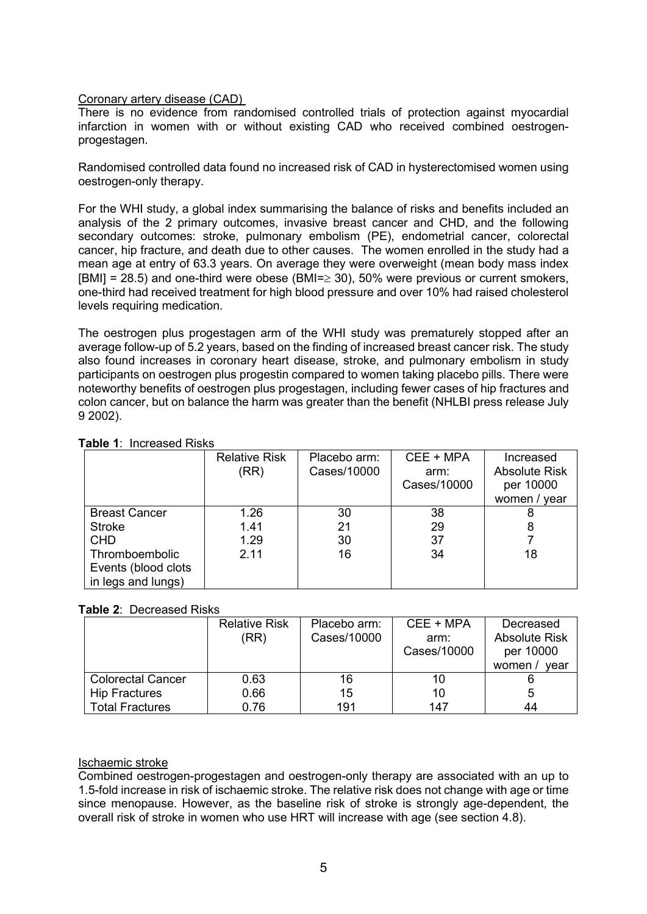Coronary artery disease (CAD)

There is no evidence from randomised controlled trials of protection against myocardial infarction in women with or without existing CAD who received combined oestrogen-progestagen.

Randomised controlled data found no increased risk of CAD in hysterectomised women using oestrogen-only therapy.

For the WHI study, a global index summarising the balance of risks and benefits included an analysis of the 2 primary outcomes, invasive breast cancer and CHD, and the following secondary outcomes: stroke, pulmonary embolism (PE), endometrial cancer, colorectal cancer, hip fracture, and death due to other causes. The women enrolled in the study had a mean age at entry of 63.3 years. On average they were overweight (mean body mass index [BMI] = 28.5) and one-third were obese (BMI=≥ 30), 50% were previous or current smokers, one-third had received treatment for high blood pressure and over 10% had raised cholesterol levels requiring medication.

The oestrogen plus progestagen arm of the WHI study was prematurely stopped after an average follow-up of 5.2 years, based on the finding of increased breast cancer risk. The study also found increases in coronary heart disease, stroke, and pulmonary embolism in study participants on oestrogen plus progestin compared to women taking placebo pills. There were noteworthy benefits of oestrogen plus progestagen, including fewer cases of hip fractures and colon cancer, but on balance the harm was greater than the benefit (NHLBI press release July 9 2002).

**Table 1**: Increased Risks

| | Relative Risk (RR) | Placebo arm: Cases/10000 | CEE + MPA arm: Cases/10000 | Increased Absolute Risk per 10000 women / year |
|---|---|---|---|---|
| Breast Cancer | 1.26 | 30 | 38 | 8 |
| Stroke | 1.41 | 21 | 29 | 8 |
| CHD | 1.29 | 30 | 37 | 7 |
| Thromboembolic Events (blood clots in legs and lungs) | 2.11 | 16 | 34 | 18 |

**Table 2**: Decreased Risks

| | Relative Risk (RR) | Placebo arm: Cases/10000 | CEE + MPA arm: Cases/10000 | Decreased Absolute Risk per 10000 women / year |
|---|---|---|---|---|
| Colorectal Cancer | 0.63 | 16 | 10 | 6 |
| Hip Fractures | 0.66 | 15 | 10 | 5 |
| Total Fractures | 0.76 | 191 | 147 | 44 |

Ischaemic stroke

Combined oestrogen-progestagen and oestrogen-only therapy are associated with an up to 1.5-fold increase in risk of ischaemic stroke. The relative risk does not change with age or time since menopause. However, as the baseline risk of stroke is strongly age-dependent, the overall risk of stroke in women who use HRT will increase with age (see section 4.8).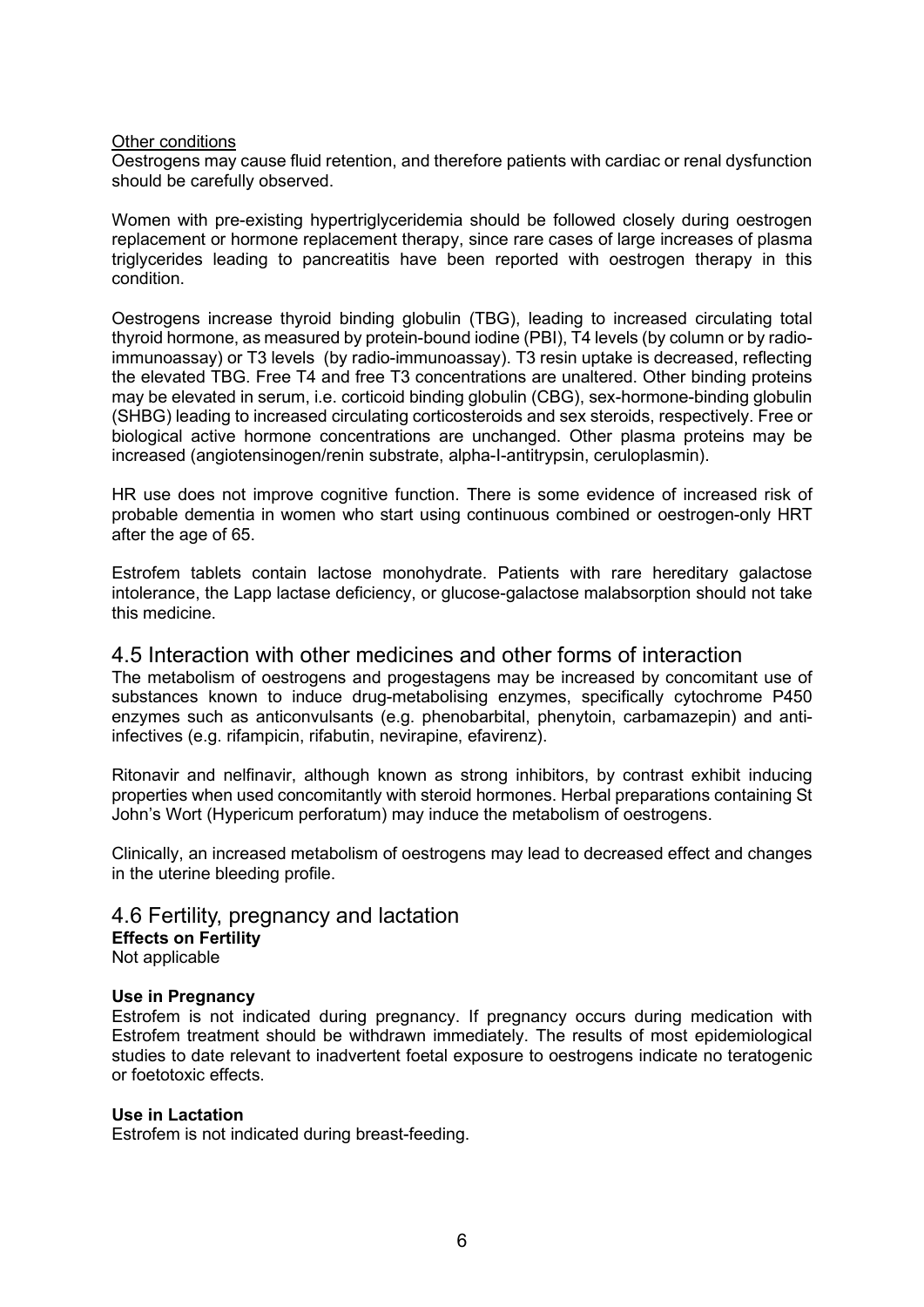Other conditions

Oestrogens may cause fluid retention, and therefore patients with cardiac or renal dysfunction should be carefully observed.

Women with pre-existing hypertriglyceridemia should be followed closely during oestrogen replacement or hormone replacement therapy, since rare cases of large increases of plasma triglycerides leading to pancreatitis have been reported with oestrogen therapy in this condition.

Oestrogens increase thyroid binding globulin (TBG), leading to increased circulating total thyroid hormone, as measured by protein-bound iodine (PBI), T4 levels (by column or by radio-immunoassay) or T3 levels (by radio-immunoassay). T3 resin uptake is decreased, reflecting the elevated TBG. Free T4 and free T3 concentrations are unaltered. Other binding proteins may be elevated in serum, i.e. corticoid binding globulin (CBG), sex-hormone-binding globulin (SHBG) leading to increased circulating corticosteroids and sex steroids, respectively. Free or biological active hormone concentrations are unchanged. Other plasma proteins may be increased (angiotensinogen/renin substrate, alpha-I-antitrypsin, ceruloplasmin).

HR use does not improve cognitive function. There is some evidence of increased risk of probable dementia in women who start using continuous combined or oestrogen-only HRT after the age of 65.

Estrofem tablets contain lactose monohydrate. Patients with rare hereditary galactose intolerance, the Lapp lactase deficiency, or glucose-galactose malabsorption should not take this medicine.

## 4.5 Interaction with other medicines and other forms of interaction

The metabolism of oestrogens and progestagens may be increased by concomitant use of substances known to induce drug-metabolising enzymes, specifically cytochrome P450 enzymes such as anticonvulsants (e.g. phenobarbital, phenytoin, carbamazepin) and anti-infectives (e.g. rifampicin, rifabutin, nevirapine, efavirenz).

Ritonavir and nelfinavir, although known as strong inhibitors, by contrast exhibit inducing properties when used concomitantly with steroid hormones. Herbal preparations containing St John's Wort (Hypericum perforatum) may induce the metabolism of oestrogens.

Clinically, an increased metabolism of oestrogens may lead to decreased effect and changes in the uterine bleeding profile.

## 4.6 Fertility, pregnancy and lactation

**Effects on Fertility**

Not applicable

**Use in Pregnancy**

Estrofem is not indicated during pregnancy. If pregnancy occurs during medication with Estrofem treatment should be withdrawn immediately. The results of most epidemiological studies to date relevant to inadvertent foetal exposure to oestrogens indicate no teratogenic or foetotoxic effects.

**Use in Lactation**

Estrofem is not indicated during breast-feeding.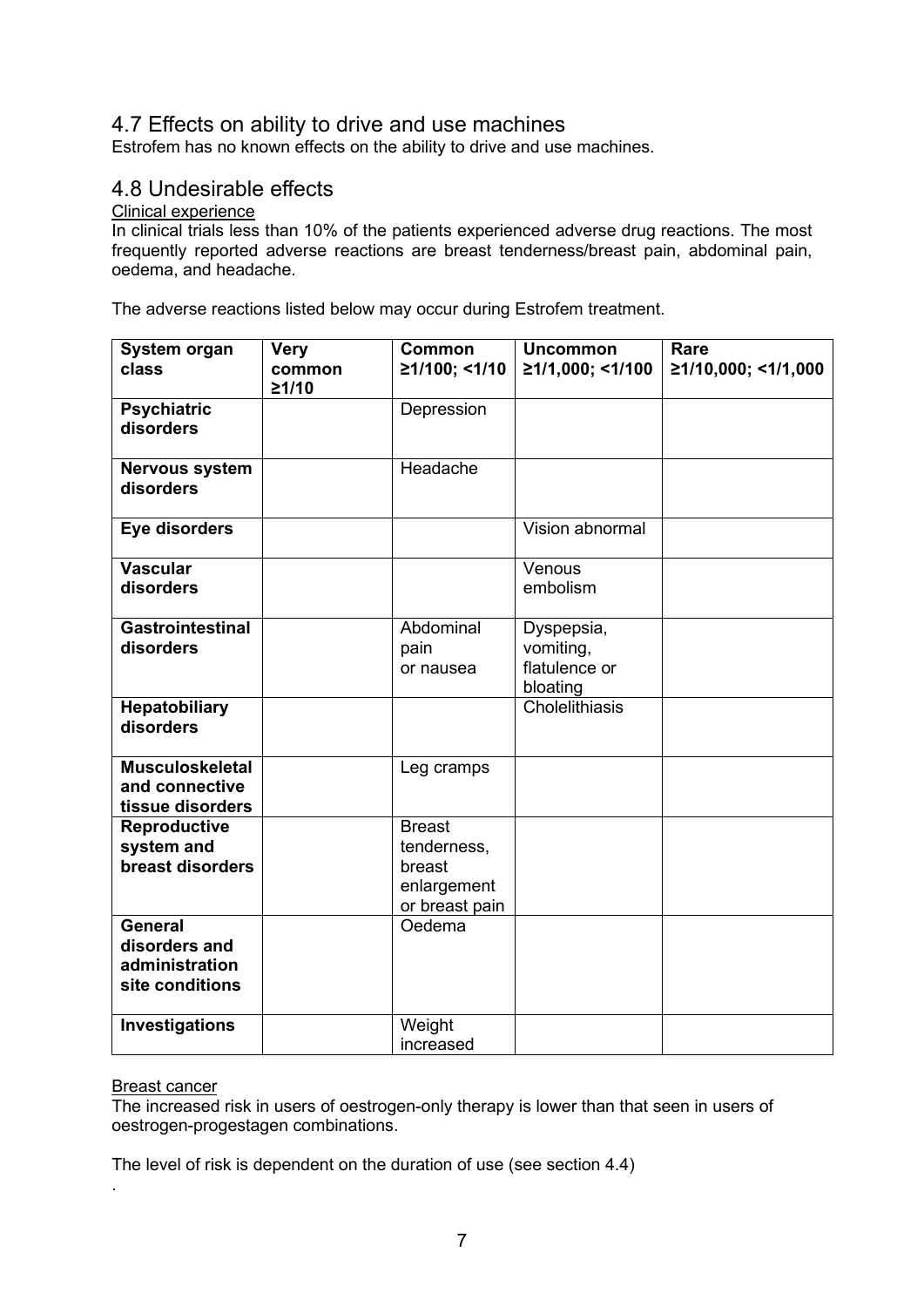## 4.7 Effects on ability to drive and use machines

Estrofem has no known effects on the ability to drive and use machines.

## 4.8 Undesirable effects

Clinical experience

In clinical trials less than 10% of the patients experienced adverse drug reactions. The most frequently reported adverse reactions are breast tenderness/breast pain, abdominal pain, oedema, and headache.

The adverse reactions listed below may occur during Estrofem treatment.

| System organ class | Very common ≥1/10 | Common ≥1/100; <1/10 | Uncommon ≥1/1,000; <1/100 | Rare ≥1/10,000; <1/1,000 |
|---|---|---|---|---|
| **Psychiatric disorders** | | Depression | | |
| **Nervous system disorders** | | Headache | | |
| **Eye disorders** | | | Vision abnormal | |
| **Vascular disorders** | | | Venous embolism | |
| **Gastrointestinal disorders** | | Abdominal pain or nausea | Dyspepsia, vomiting, flatulence or bloating | |
| **Hepatobiliary disorders** | | | Cholelithiasis | |
| **Musculoskeletal and connective tissue disorders** | | Leg cramps | | |
| **Reproductive system and breast disorders** | | Breast tenderness, breast enlargement or breast pain | | |
| **General disorders and administration site conditions** | | Oedema | | |
| **Investigations** | | Weight increased | | |

Breast cancer

The increased risk in users of oestrogen-only therapy is lower than that seen in users of oestrogen-progestagen combinations.

The level of risk is dependent on the duration of use (see section 4.4)

.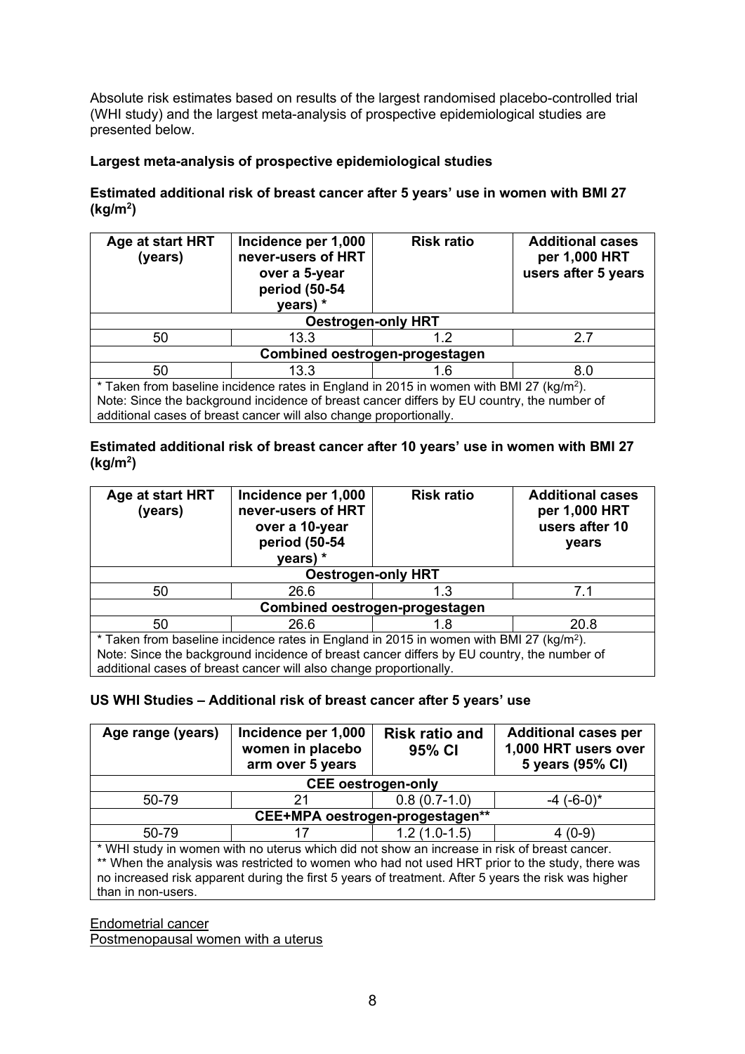Absolute risk estimates based on results of the largest randomised placebo-controlled trial (WHI study) and the largest meta-analysis of prospective epidemiological studies are presented below.

**Largest meta-analysis of prospective epidemiological studies**

**Estimated additional risk of breast cancer after 5 years' use in women with BMI 27 (kg/m$^2$)**

| Age at start HRT (years) | Incidence per 1,000 never-users of HRT over a 5-year period (50-54 years) * | Risk ratio | Additional cases per 1,000 HRT users after 5 years |
|---|---|---|---|
| **Oestrogen-only HRT** | | | |
| 50 | 13.3 | 1.2 | 2.7 |
| **Combined oestrogen-progestagen** | | | |
| 50 | 13.3 | 1.6 | 8.0 |
| * Taken from baseline incidence rates in England in 2015 in women with BMI 27 (kg/m$^2$). Note: Since the background incidence of breast cancer differs by EU country, the number of additional cases of breast cancer will also change proportionally. | | | |

**Estimated additional risk of breast cancer after 10 years' use in women with BMI 27 (kg/m$^2$)**

| Age at start HRT (years) | Incidence per 1,000 never-users of HRT over a 10-year period (50-54 years) * | Risk ratio | Additional cases per 1,000 HRT users after 10 years |
|---|---|---|---|
| **Oestrogen-only HRT** | | | |
| 50 | 26.6 | 1.3 | 7.1 |
| **Combined oestrogen-progestagen** | | | |
| 50 | 26.6 | 1.8 | 20.8 |
| * Taken from baseline incidence rates in England in 2015 in women with BMI 27 (kg/m$^2$). Note: Since the background incidence of breast cancer differs by EU country, the number of additional cases of breast cancer will also change proportionally. | | | |

**US WHI Studies – Additional risk of breast cancer after 5 years' use**

| Age range (years) | Incidence per 1,000 women in placebo arm over 5 years | Risk ratio and 95% CI | Additional cases per 1,000 HRT users over 5 years (95% CI) |
|---|---|---|---|
| **CEE oestrogen-only** | | | |
| 50-79 | 21 | 0.8 (0.7-1.0) | -4 (-6-0)* |
| **CEE+MPA oestrogen-progestagen**** | | | |
| 50-79 | 17 | 1.2 (1.0-1.5) | 4 (0-9) |
| * WHI study in women with no uterus which did not show an increase in risk of breast cancer. ** When the analysis was restricted to women who had not used HRT prior to the study, there was no increased risk apparent during the first 5 years of treatment. After 5 years the risk was higher than in non-users. | | | |

Endometrial cancer

Postmenopausal women with a uterus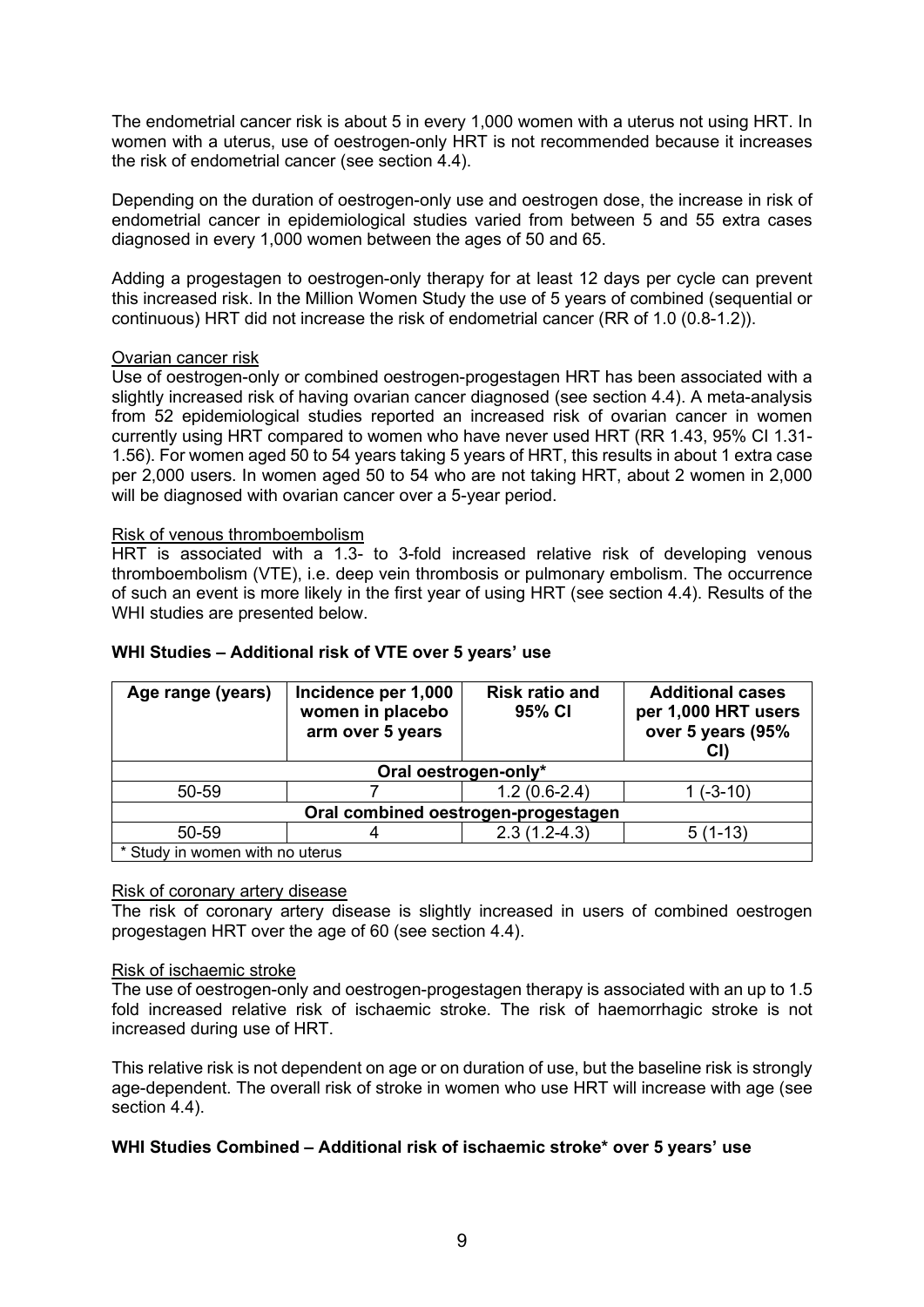The endometrial cancer risk is about 5 in every 1,000 women with a uterus not using HRT. In women with a uterus, use of oestrogen-only HRT is not recommended because it increases the risk of endometrial cancer (see section 4.4).

Depending on the duration of oestrogen-only use and oestrogen dose, the increase in risk of endometrial cancer in epidemiological studies varied from between 5 and 55 extra cases diagnosed in every 1,000 women between the ages of 50 and 65.

Adding a progestagen to oestrogen-only therapy for at least 12 days per cycle can prevent this increased risk. In the Million Women Study the use of 5 years of combined (sequential or continuous) HRT did not increase the risk of endometrial cancer (RR of 1.0 (0.8-1.2)).

Ovarian cancer risk

Use of oestrogen-only or combined oestrogen-progestagen HRT has been associated with a slightly increased risk of having ovarian cancer diagnosed (see section 4.4). A meta-analysis from 52 epidemiological studies reported an increased risk of ovarian cancer in women currently using HRT compared to women who have never used HRT (RR 1.43, 95% CI 1.31-1.56). For women aged 50 to 54 years taking 5 years of HRT, this results in about 1 extra case per 2,000 users. In women aged 50 to 54 who are not taking HRT, about 2 women in 2,000 will be diagnosed with ovarian cancer over a 5-year period.

Risk of venous thromboembolism

HRT is associated with a 1.3- to 3-fold increased relative risk of developing venous thromboembolism (VTE), i.e. deep vein thrombosis or pulmonary embolism. The occurrence of such an event is more likely in the first year of using HRT (see section 4.4). Results of the WHI studies are presented below.

**WHI Studies – Additional risk of VTE over 5 years' use**

| Age range (years) | Incidence per 1,000 women in placebo arm over 5 years | Risk ratio and 95% CI | Additional cases per 1,000 HRT users over 5 years (95% CI) |
|---|---|---|---|
| **Oral oestrogen-only*** | | | |
| 50-59 | 7 | 1.2 (0.6-2.4) | 1 (-3-10) |
| **Oral combined oestrogen-progestagen** | | | |
| 50-59 | 4 | 2.3 (1.2-4.3) | 5 (1-13) |
| * Study in women with no uterus | | | |

Risk of coronary artery disease

The risk of coronary artery disease is slightly increased in users of combined oestrogen progestagen HRT over the age of 60 (see section 4.4).

Risk of ischaemic stroke

The use of oestrogen-only and oestrogen-progestagen therapy is associated with an up to 1.5 fold increased relative risk of ischaemic stroke. The risk of haemorrhagic stroke is not increased during use of HRT.

This relative risk is not dependent on age or on duration of use, but the baseline risk is strongly age-dependent. The overall risk of stroke in women who use HRT will increase with age (see section 4.4).

**WHI Studies Combined – Additional risk of ischaemic stroke* over 5 years' use**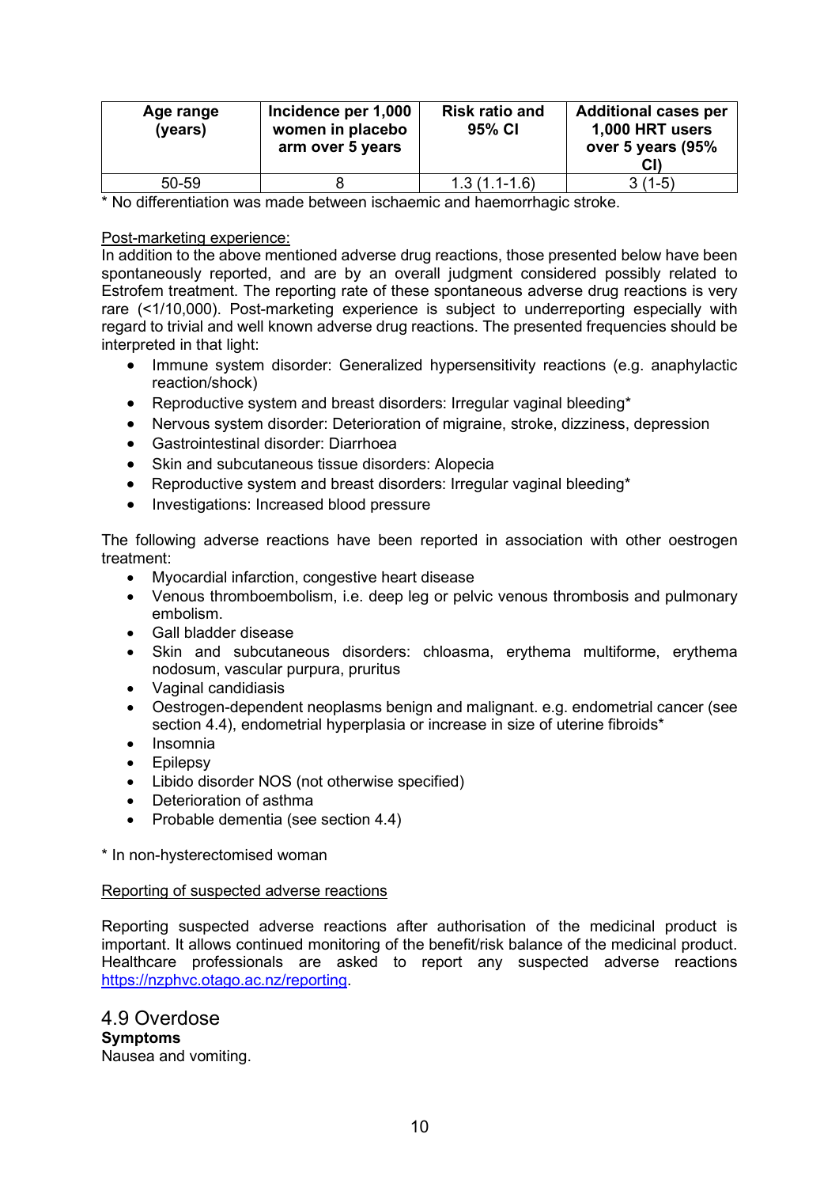| Age range (years) | Incidence per 1,000 women in placebo arm over 5 years | Risk ratio and 95% CI | Additional cases per 1,000 HRT users over 5 years (95% CI) |
|---|---|---|---|
| 50-59 | 8 | 1.3 (1.1-1.6) | 3 (1-5) |

* No differentiation was made between ischaemic and haemorrhagic stroke.

Post-marketing experience:

In addition to the above mentioned adverse drug reactions, those presented below have been spontaneously reported, and are by an overall judgment considered possibly related to Estrofem treatment. The reporting rate of these spontaneous adverse drug reactions is very rare (<1/10,000). Post-marketing experience is subject to underreporting especially with regard to trivial and well known adverse drug reactions. The presented frequencies should be interpreted in that light:

- Immune system disorder: Generalized hypersensitivity reactions (e.g. anaphylactic reaction/shock)
- Reproductive system and breast disorders: Irregular vaginal bleeding*
- Nervous system disorder: Deterioration of migraine, stroke, dizziness, depression
- Gastrointestinal disorder: Diarrhoea
- Skin and subcutaneous tissue disorders: Alopecia
- Reproductive system and breast disorders: Irregular vaginal bleeding*
- Investigations: Increased blood pressure

The following adverse reactions have been reported in association with other oestrogen treatment:

- Myocardial infarction, congestive heart disease
- Venous thromboembolism, i.e. deep leg or pelvic venous thrombosis and pulmonary embolism.
- Gall bladder disease
- Skin and subcutaneous disorders: chloasma, erythema multiforme, erythema nodosum, vascular purpura, pruritus
- Vaginal candidiasis
- Oestrogen-dependent neoplasms benign and malignant. e.g. endometrial cancer (see section 4.4), endometrial hyperplasia or increase in size of uterine fibroids*
- Insomnia
- Epilepsy
- Libido disorder NOS (not otherwise specified)
- Deterioration of asthma
- Probable dementia (see section 4.4)

* In non-hysterectomised woman

Reporting of suspected adverse reactions

Reporting suspected adverse reactions after authorisation of the medicinal product is important. It allows continued monitoring of the benefit/risk balance of the medicinal product. Healthcare professionals are asked to report any suspected adverse reactions https://nzphvc.otago.ac.nz/reporting.

## 4.9 Overdose

**Symptoms**

Nausea and vomiting.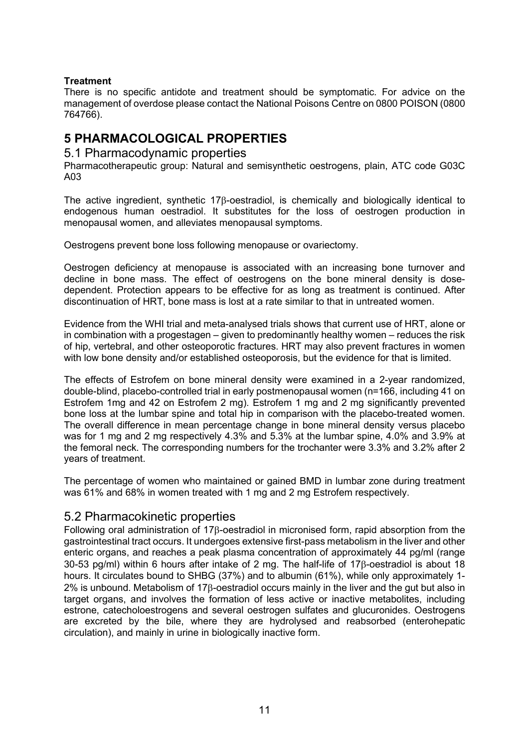**Treatment**

There is no specific antidote and treatment should be symptomatic. For advice on the management of overdose please contact the National Poisons Centre on 0800 POISON (0800 764766).

# 5 PHARMACOLOGICAL PROPERTIES

## 5.1 Pharmacodynamic properties

Pharmacotherapeutic group: Natural and semisynthetic oestrogens, plain, ATC code G03C A03

The active ingredient, synthetic 17β-oestradiol, is chemically and biologically identical to endogenous human oestradiol. It substitutes for the loss of oestrogen production in menopausal women, and alleviates menopausal symptoms.

Oestrogens prevent bone loss following menopause or ovariectomy.

Oestrogen deficiency at menopause is associated with an increasing bone turnover and decline in bone mass. The effect of oestrogens on the bone mineral density is dose-dependent. Protection appears to be effective for as long as treatment is continued. After discontinuation of HRT, bone mass is lost at a rate similar to that in untreated women.

Evidence from the WHI trial and meta-analysed trials shows that current use of HRT, alone or in combination with a progestagen – given to predominantly healthy women – reduces the risk of hip, vertebral, and other osteoporotic fractures. HRT may also prevent fractures in women with low bone density and/or established osteoporosis, but the evidence for that is limited.

The effects of Estrofem on bone mineral density were examined in a 2-year randomized, double-blind, placebo-controlled trial in early postmenopausal women (n=166, including 41 on Estrofem 1mg and 42 on Estrofem 2 mg). Estrofem 1 mg and 2 mg significantly prevented bone loss at the lumbar spine and total hip in comparison with the placebo-treated women. The overall difference in mean percentage change in bone mineral density versus placebo was for 1 mg and 2 mg respectively 4.3% and 5.3% at the lumbar spine, 4.0% and 3.9% at the femoral neck. The corresponding numbers for the trochanter were 3.3% and 3.2% after 2 years of treatment.

The percentage of women who maintained or gained BMD in lumbar zone during treatment was 61% and 68% in women treated with 1 mg and 2 mg Estrofem respectively.

## 5.2 Pharmacokinetic properties

Following oral administration of 17β-oestradiol in micronised form, rapid absorption from the gastrointestinal tract occurs. It undergoes extensive first-pass metabolism in the liver and other enteric organs, and reaches a peak plasma concentration of approximately 44 pg/ml (range 30-53 pg/ml) within 6 hours after intake of 2 mg. The half-life of 17β-oestradiol is about 18 hours. It circulates bound to SHBG (37%) and to albumin (61%), while only approximately 1-2% is unbound. Metabolism of 17β-oestradiol occurs mainly in the liver and the gut but also in target organs, and involves the formation of less active or inactive metabolites, including estrone, catecholoestrogens and several oestrogen sulfates and glucuronides. Oestrogens are excreted by the bile, where they are hydrolysed and reabsorbed (enterohepatic circulation), and mainly in urine in biologically inactive form.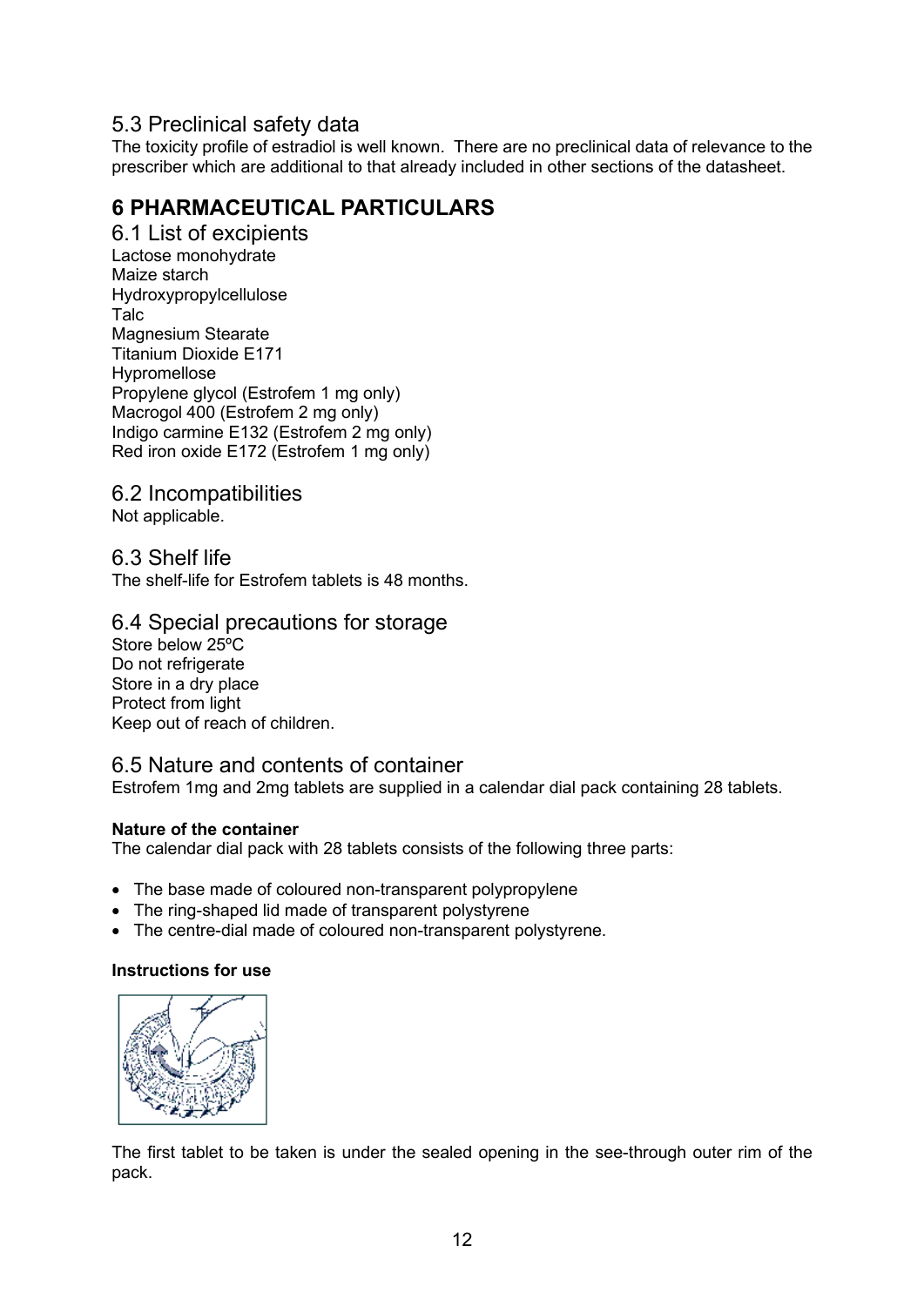## 5.3 Preclinical safety data

The toxicity profile of estradiol is well known. There are no preclinical data of relevance to the prescriber which are additional to that already included in other sections of the datasheet.

# 6 PHARMACEUTICAL PARTICULARS

## 6.1 List of excipients

Lactose monohydrate
Maize starch
Hydroxypropylcellulose
Talc
Magnesium Stearate
Titanium Dioxide E171
Hypromellose
Propylene glycol (Estrofem 1 mg only)
Macrogol 400 (Estrofem 2 mg only)
Indigo carmine E132 (Estrofem 2 mg only)
Red iron oxide E172 (Estrofem 1 mg only)

## 6.2 Incompatibilities

Not applicable.

## 6.3 Shelf life

The shelf-life for Estrofem tablets is 48 months.

## 6.4 Special precautions for storage

Store below 25ºC
Do not refrigerate
Store in a dry place
Protect from light
Keep out of reach of children.

## 6.5 Nature and contents of container

Estrofem 1mg and 2mg tablets are supplied in a calendar dial pack containing 28 tablets.

**Nature of the container**

The calendar dial pack with 28 tablets consists of the following three parts:

- The base made of coloured non-transparent polypropylene
- The ring-shaped lid made of transparent polystyrene
- The centre-dial made of coloured non-transparent polystyrene.

**Instructions for use**

The first tablet to be taken is under the sealed opening in the see-through outer rim of the pack.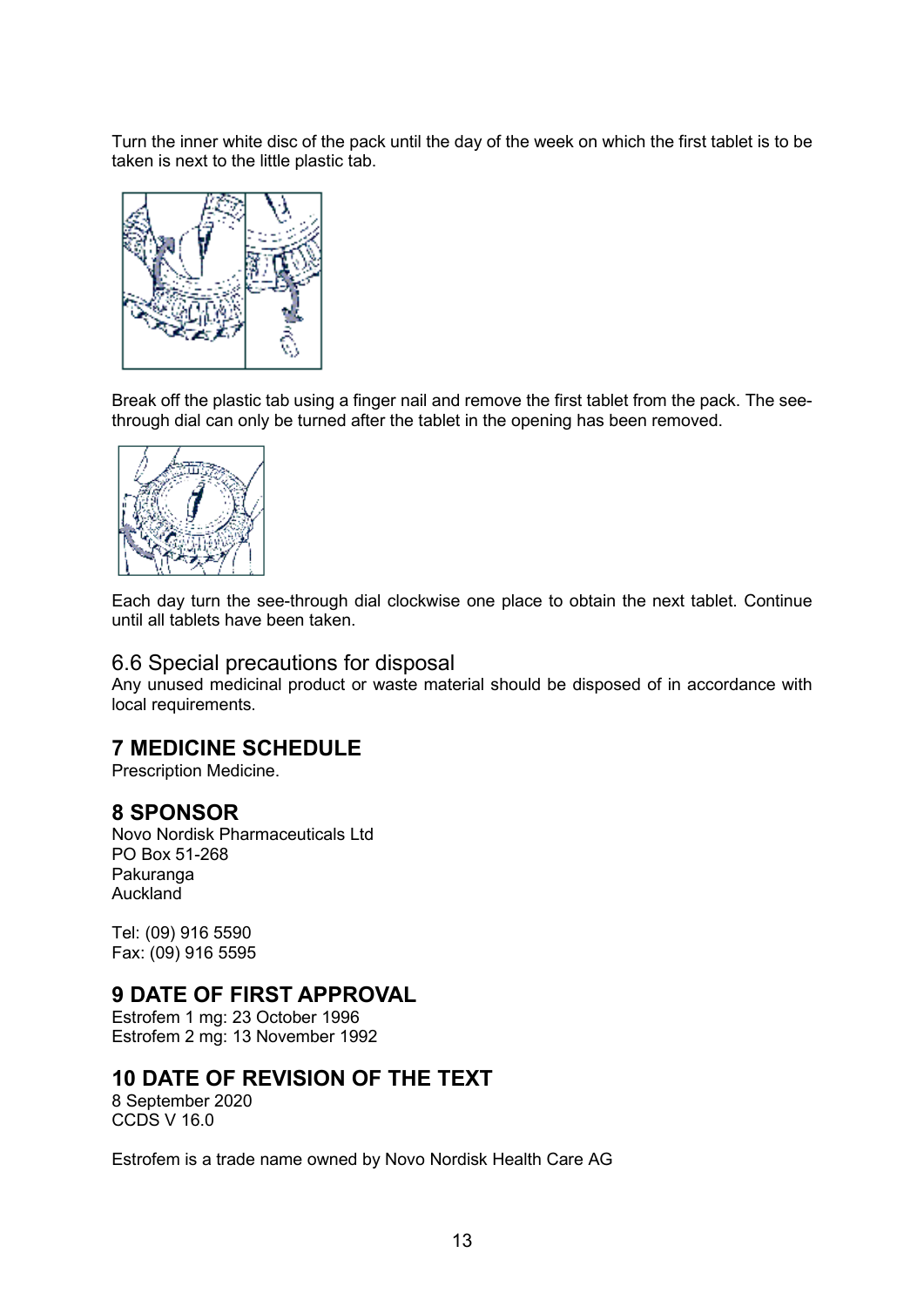Turn the inner white disc of the pack until the day of the week on which the first tablet is to be taken is next to the little plastic tab.

Break off the plastic tab using a finger nail and remove the first tablet from the pack. The see-through dial can only be turned after the tablet in the opening has been removed.

Each day turn the see-through dial clockwise one place to obtain the next tablet. Continue until all tablets have been taken.

### 6.6 Special precautions for disposal

Any unused medicinal product or waste material should be disposed of in accordance with local requirements.

## 7 MEDICINE SCHEDULE

Prescription Medicine.

## 8 SPONSOR

Novo Nordisk Pharmaceuticals Ltd
PO Box 51-268
Pakuranga
Auckland

Tel: (09) 916 5590
Fax: (09) 916 5595

## 9 DATE OF FIRST APPROVAL

Estrofem 1 mg: 23 October 1996
Estrofem 2 mg: 13 November 1992

## 10 DATE OF REVISION OF THE TEXT

8 September 2020
CCDS V 16.0

Estrofem is a trade name owned by Novo Nordisk Health Care AG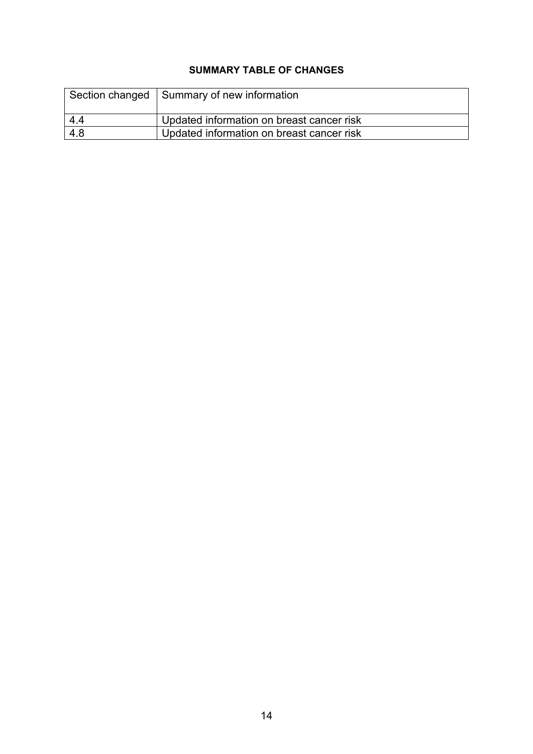**SUMMARY TABLE OF CHANGES**

| Section changed | Summary of new information |
| --- | --- |
| 4.4 | Updated information on breast cancer risk |
| 4.8 | Updated information on breast cancer risk |